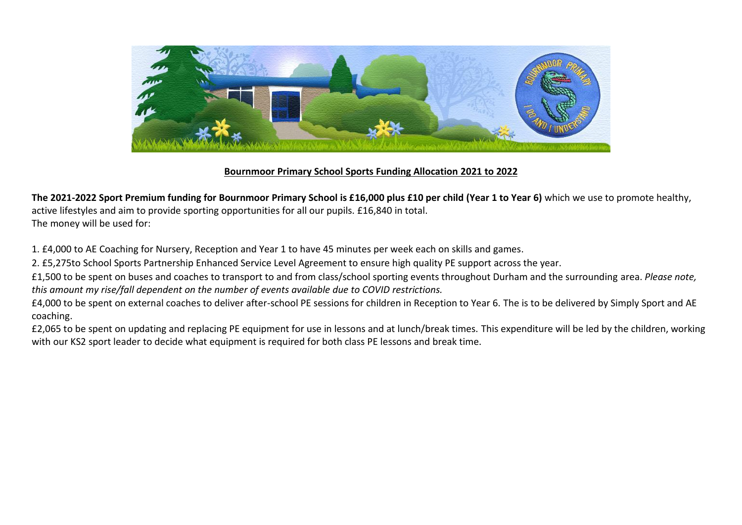## Bournmoor Primary School Sports Funding Allocation 2021 to 2022

**The 2021-2022 Sport Premium funding for Bournmoor Primary School is £16,000 plus £10 per child (Year 1 to Year 6)** which we use to promote healthy, active lifestyles and aim to provide sporting opportunities for all our pupils. £16,840 in total.
The money will be used for:

1. £4,000 to AE Coaching for Nursery, Reception and Year 1 to have 45 minutes per week each on skills and games.
2. £5,275to School Sports Partnership Enhanced Service Level Agreement to ensure high quality PE support across the year.

£1,500 to be spent on buses and coaches to transport to and from class/school sporting events throughout Durham and the surrounding area. *Please note, this amount my rise/fall dependent on the number of events available due to COVID restrictions.*

£4,000 to be spent on external coaches to deliver after-school PE sessions for children in Reception to Year 6. The is to be delivered by Simply Sport and AE coaching.

£2,065 to be spent on updating and replacing PE equipment for use in lessons and at lunch/break times. This expenditure will be led by the children, working with our KS2 sport leader to decide what equipment is required for both class PE lessons and break time.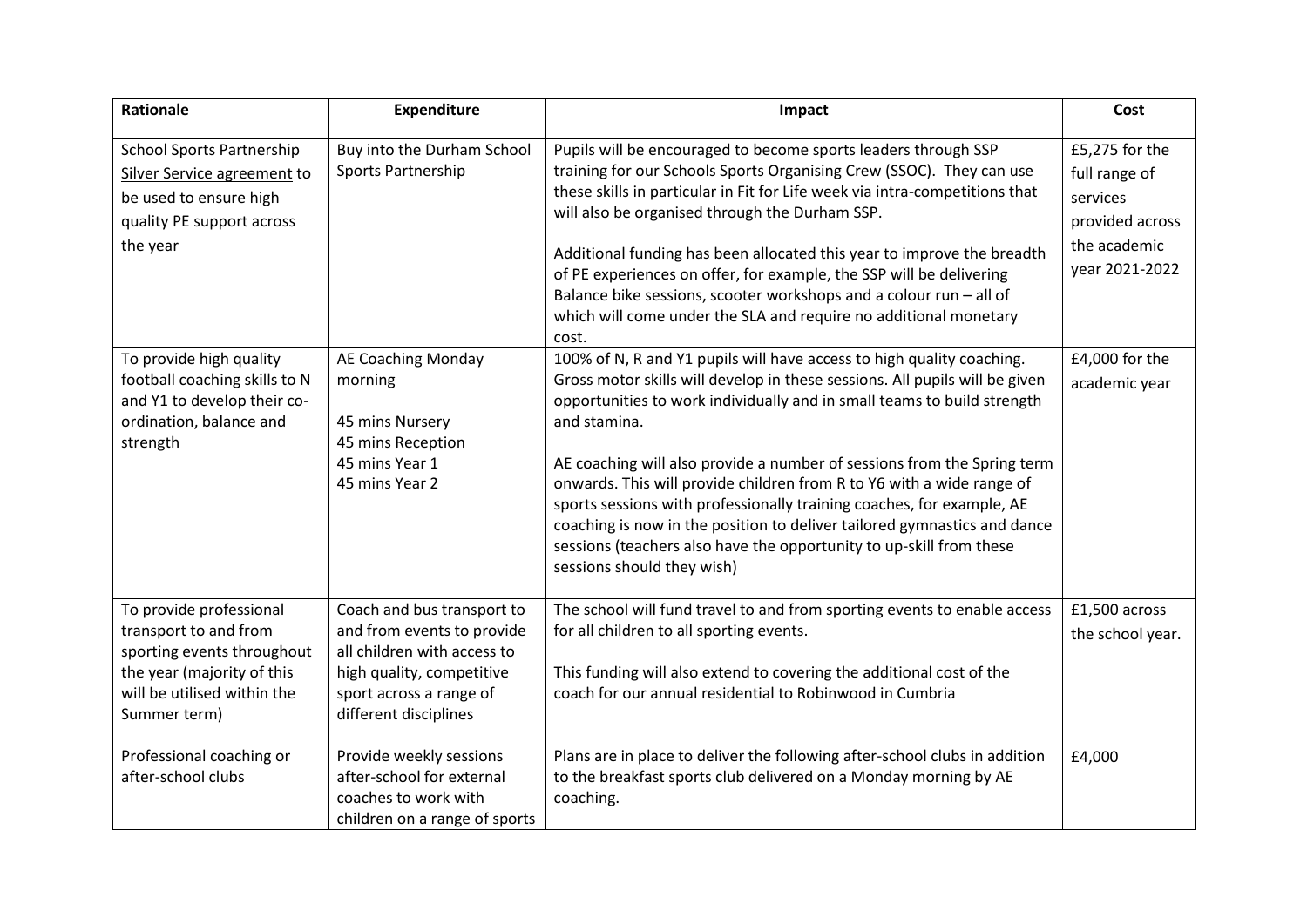| Rationale | Expenditure | Impact | Cost |
|---|---|---|---|
| School Sports Partnership Silver Service agreement to be used to ensure high quality PE support across the year | Buy into the Durham School Sports Partnership | Pupils will be encouraged to become sports leaders through SSP training for our Schools Sports Organising Crew (SSOC). They can use these skills in particular in Fit for Life week via intra-competitions that will also be organised through the Durham SSP.<br><br>Additional funding has been allocated this year to improve the breadth of PE experiences on offer, for example, the SSP will be delivering Balance bike sessions, scooter workshops and a colour run – all of which will come under the SLA and require no additional monetary cost. | £5,275 for the full range of services provided across the academic year 2021-2022 |
| To provide high quality football coaching skills to N and Y1 to develop their co-ordination, balance and strength | AE Coaching Monday morning<br><br>45 mins Nursery<br>45 mins Reception<br>45 mins Year 1<br>45 mins Year 2 | 100% of N, R and Y1 pupils will have access to high quality coaching. Gross motor skills will develop in these sessions. All pupils will be given opportunities to work individually and in small teams to build strength and stamina.<br><br>AE coaching will also provide a number of sessions from the Spring term onwards. This will provide children from R to Y6 with a wide range of sports sessions with professionally training coaches, for example, AE coaching is now in the position to deliver tailored gymnastics and dance sessions (teachers also have the opportunity to up-skill from these sessions should they wish) | £4,000 for the academic year |
| To provide professional transport to and from sporting events throughout the year (majority of this will be utilised within the Summer term) | Coach and bus transport to and from events to provide all children with access to high quality, competitive sport across a range of different disciplines | The school will fund travel to and from sporting events to enable access for all children to all sporting events.<br><br>This funding will also extend to covering the additional cost of the coach for our annual residential to Robinwood in Cumbria | £1,500 across the school year. |
| Professional coaching or after-school clubs | Provide weekly sessions after-school for external coaches to work with children on a range of sports | Plans are in place to deliver the following after-school clubs in addition to the breakfast sports club delivered on a Monday morning by AE coaching. | £4,000 |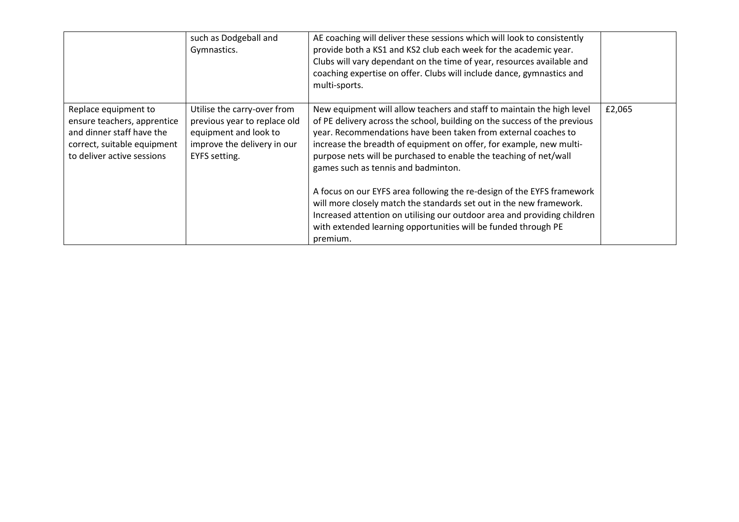| | | | |
|---|---|---|---|
| | such as Dodgeball and Gymnastics. | AE coaching will deliver these sessions which will look to consistently provide both a KS1 and KS2 club each week for the academic year. Clubs will vary dependant on the time of year, resources available and coaching expertise on offer. Clubs will include dance, gymnastics and multi-sports. | |
| Replace equipment to ensure teachers, apprentice and dinner staff have the correct, suitable equipment to deliver active sessions | Utilise the carry-over from previous year to replace old equipment and look to improve the delivery in our EYFS setting. | New equipment will allow teachers and staff to maintain the high level of PE delivery across the school, building on the success of the previous year. Recommendations have been taken from external coaches to increase the breadth of equipment on offer, for example, new multi-purpose nets will be purchased to enable the teaching of net/wall games such as tennis and badminton.<br><br>A focus on our EYFS area following the re-design of the EYFS framework will more closely match the standards set out in the new framework. Increased attention on utilising our outdoor area and providing children with extended learning opportunities will be funded through PE premium. | £2,065 |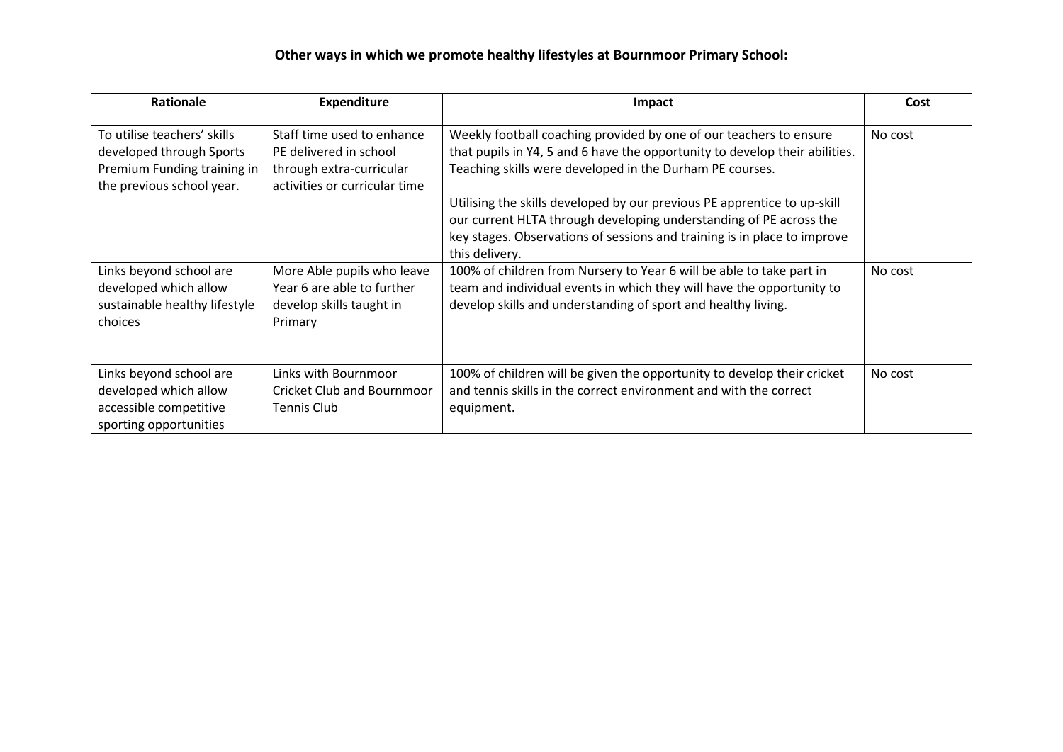**Other ways in which we promote healthy lifestyles at Bournmoor Primary School:**

| Rationale | Expenditure | Impact | Cost |
| --- | --- | --- | --- |
| To utilise teachers' skills developed through Sports Premium Funding training in the previous school year. | Staff time used to enhance PE delivered in school through extra-curricular activities or curricular time | Weekly football coaching provided by one of our teachers to ensure that pupils in Y4, 5 and 6 have the opportunity to develop their abilities. Teaching skills were developed in the Durham PE courses.<br><br>Utilising the skills developed by our previous PE apprentice to up-skill our current HLTA through developing understanding of PE across the key stages. Observations of sessions and training is in place to improve this delivery. | No cost |
| Links beyond school are developed which allow sustainable healthy lifestyle choices | More Able pupils who leave Year 6 are able to further develop skills taught in Primary | 100% of children from Nursery to Year 6 will be able to take part in team and individual events in which they will have the opportunity to develop skills and understanding of sport and healthy living. | No cost |
| Links beyond school are developed which allow accessible competitive sporting opportunities | Links with Bournmoor Cricket Club and Bournmoor Tennis Club | 100% of children will be given the opportunity to develop their cricket and tennis skills in the correct environment and with the correct equipment. | No cost |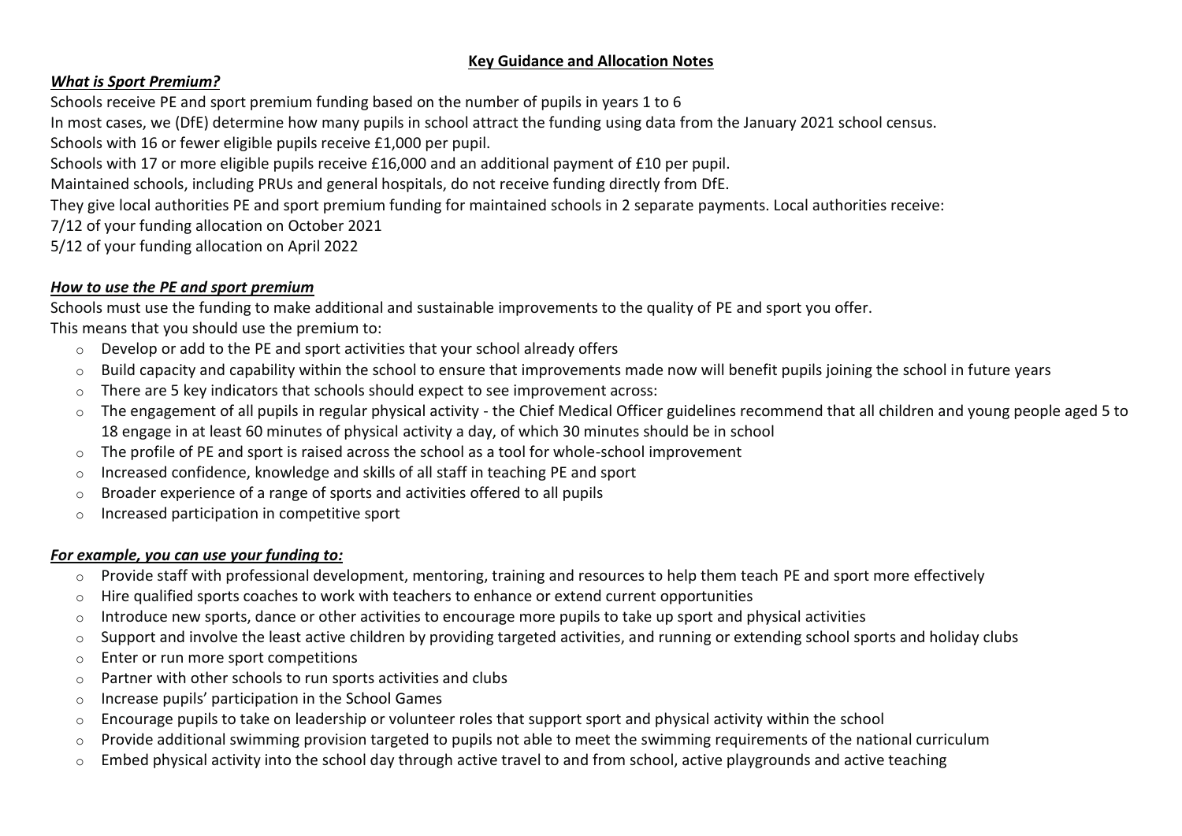## **Key Guidance and Allocation Notes**

***What is Sport Premium?***

Schools receive PE and sport premium funding based on the number of pupils in years 1 to 6

In most cases, we (DfE) determine how many pupils in school attract the funding using data from the January 2021 school census.

Schools with 16 or fewer eligible pupils receive £1,000 per pupil.

Schools with 17 or more eligible pupils receive £16,000 and an additional payment of £10 per pupil.

Maintained schools, including PRUs and general hospitals, do not receive funding directly from DfE.

They give local authorities PE and sport premium funding for maintained schools in 2 separate payments. Local authorities receive:

7/12 of your funding allocation on October 2021

5/12 of your funding allocation on April 2022

***How to use the PE and sport premium***

Schools must use the funding to make additional and sustainable improvements to the quality of PE and sport you offer.

This means that you should use the premium to:

- Develop or add to the PE and sport activities that your school already offers
- Build capacity and capability within the school to ensure that improvements made now will benefit pupils joining the school in future years
- There are 5 key indicators that schools should expect to see improvement across:
- The engagement of all pupils in regular physical activity - the Chief Medical Officer guidelines recommend that all children and young people aged 5 to 18 engage in at least 60 minutes of physical activity a day, of which 30 minutes should be in school
- The profile of PE and sport is raised across the school as a tool for whole-school improvement
- Increased confidence, knowledge and skills of all staff in teaching PE and sport
- Broader experience of a range of sports and activities offered to all pupils
- Increased participation in competitive sport

***For example, you can use your funding to:***

- Provide staff with professional development, mentoring, training and resources to help them teach PE and sport more effectively
- Hire qualified sports coaches to work with teachers to enhance or extend current opportunities
- Introduce new sports, dance or other activities to encourage more pupils to take up sport and physical activities
- Support and involve the least active children by providing targeted activities, and running or extending school sports and holiday clubs
- Enter or run more sport competitions
- Partner with other schools to run sports activities and clubs
- Increase pupils' participation in the School Games
- Encourage pupils to take on leadership or volunteer roles that support sport and physical activity within the school
- Provide additional swimming provision targeted to pupils not able to meet the swimming requirements of the national curriculum
- Embed physical activity into the school day through active travel to and from school, active playgrounds and active teaching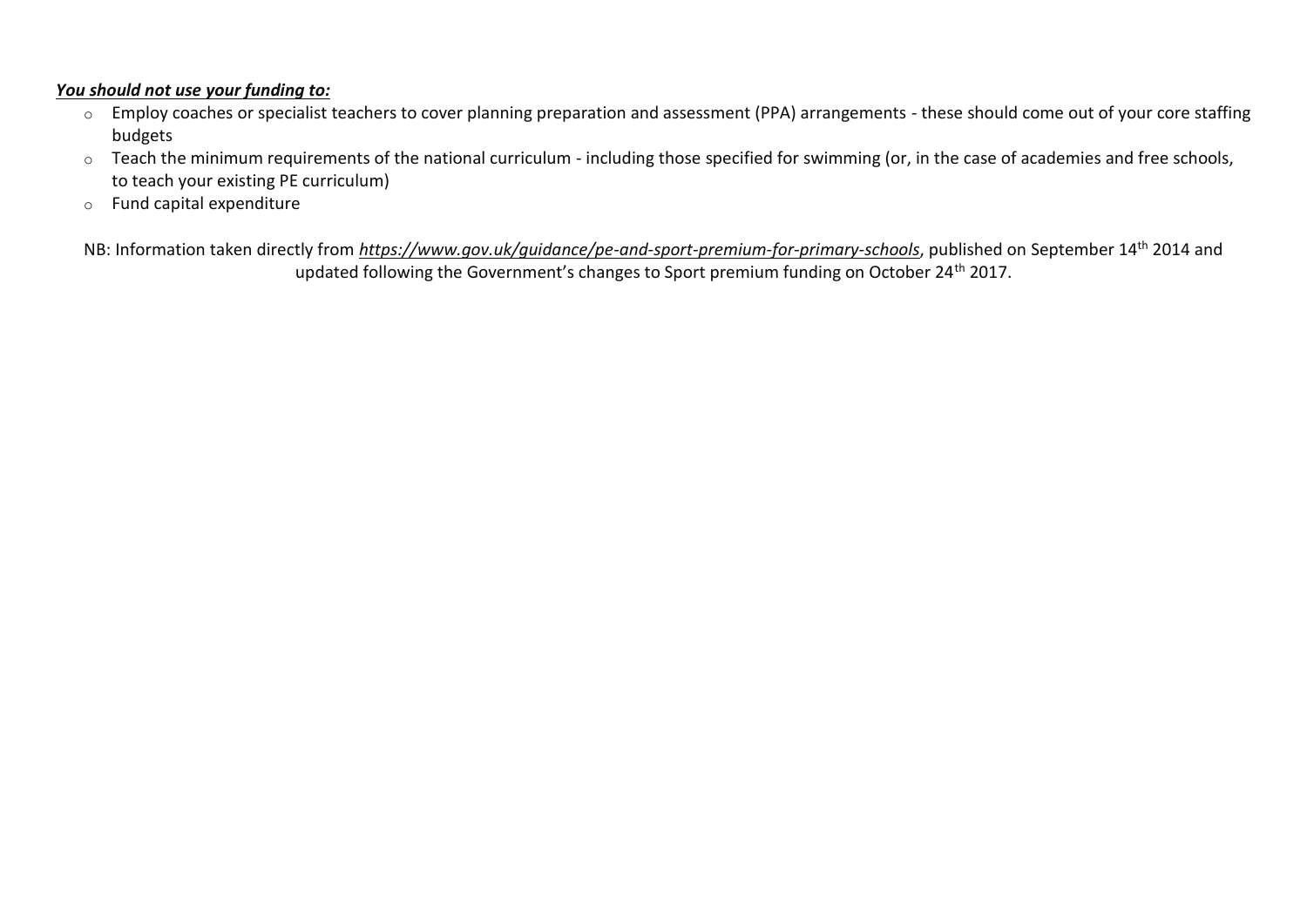***<u>You should not use your funding to:</u>***

- Employ coaches or specialist teachers to cover planning preparation and assessment (PPA) arrangements - these should come out of your core staffing budgets
- Teach the minimum requirements of the national curriculum - including those specified for swimming (or, in the case of academies and free schools, to teach your existing PE curriculum)
- Fund capital expenditure

NB: Information taken directly from *<u>https://www.gov.uk/guidance/pe-and-sport-premium-for-primary-schools</u>*, published on September 14th 2014 and updated following the Government's changes to Sport premium funding on October 24th 2017.